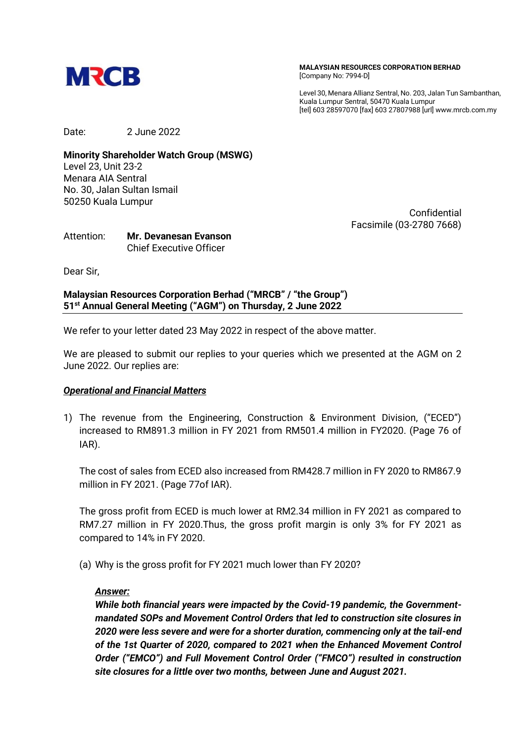MRCB

**MALAYSIAN RESOURCES CORPORATION BERHAD**
[Company No: 7994-D]

Level 30, Menara Allianz Sentral, No. 203, Jalan Tun Sambanthan,
Kuala Lumpur Sentral, 50470 Kuala Lumpur
[tel] 603 28597070 [fax] 603 27807988 [url] www.mrcb.com.my

Date: 2 June 2022

**Minority Shareholder Watch Group (MSWG)**
Level 23, Unit 23-2
Menara AIA Sentral
No. 30, Jalan Sultan Ismail
50250 Kuala Lumpur

Confidential
Facsimile (03-2780 7668)

Attention: **Mr. Devanesan Evanson**
Chief Executive Officer

Dear Sir,

**Malaysian Resources Corporation Berhad ("MRCB" / "the Group")**
**51st Annual General Meeting ("AGM") on Thursday, 2 June 2022**

We refer to your letter dated 23 May 2022 in respect of the above matter.

We are pleased to submit our replies to your queries which we presented at the AGM on 2 June 2022. Our replies are:

***Operational and Financial Matters***

1) The revenue from the Engineering, Construction & Environment Division, ("ECED") increased to RM891.3 million in FY 2021 from RM501.4 million in FY2020. (Page 76 of IAR).

   The cost of sales from ECED also increased from RM428.7 million in FY 2020 to RM867.9 million in FY 2021. (Page 77of IAR).

   The gross profit from ECED is much lower at RM2.34 million in FY 2021 as compared to RM7.27 million in FY 2020.Thus, the gross profit margin is only 3% for FY 2021 as compared to 14% in FY 2020.

   (a) Why is the gross profit for FY 2021 much lower than FY 2020?

   ***Answer:***
   ***While both financial years were impacted by the Covid-19 pandemic, the Government-mandated SOPs and Movement Control Orders that led to construction site closures in 2020 were less severe and were for a shorter duration, commencing only at the tail-end of the 1st Quarter of 2020, compared to 2021 when the Enhanced Movement Control Order ("EMCO") and Full Movement Control Order ("FMCO") resulted in construction site closures for a little over two months, between June and August 2021.***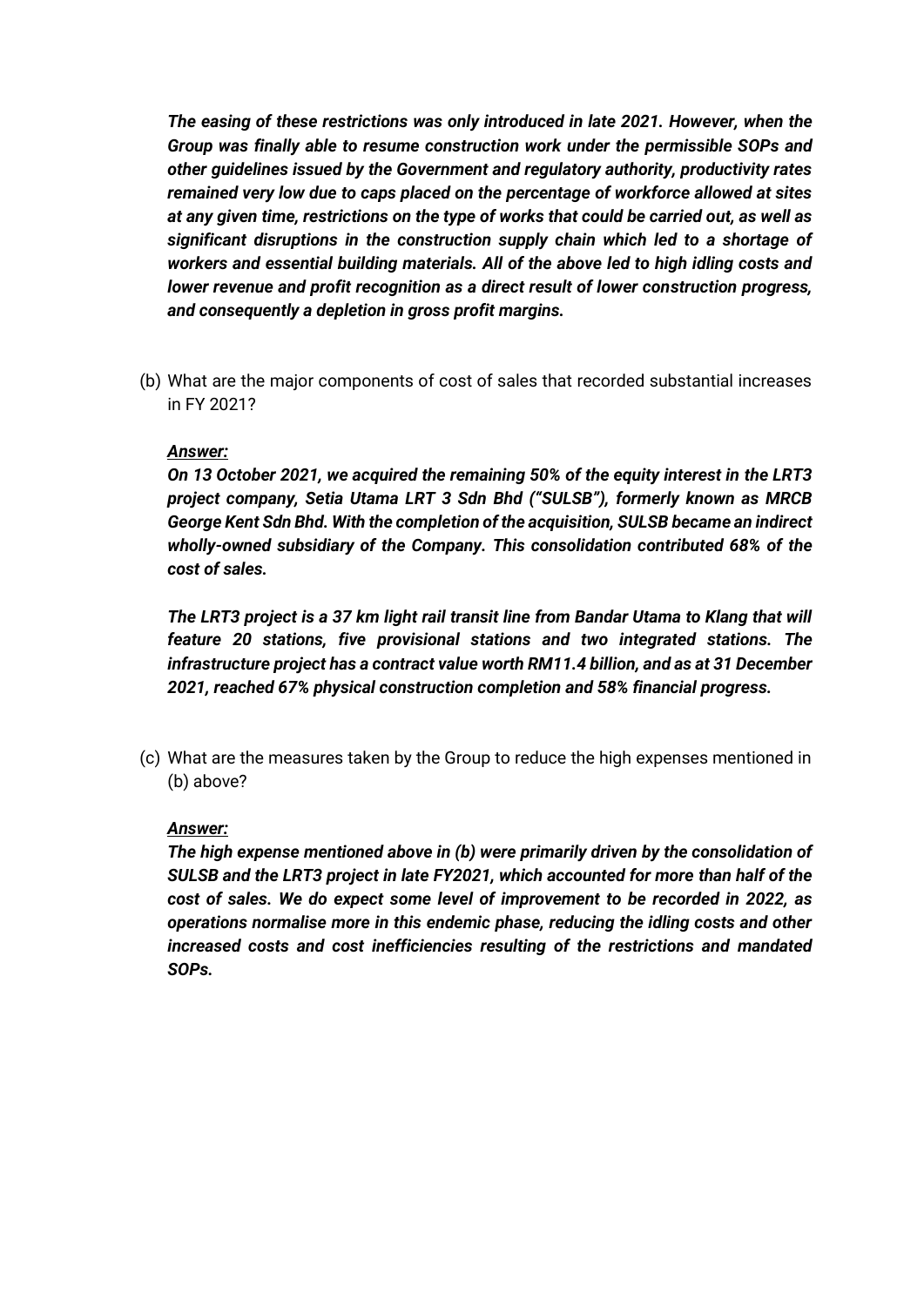***The easing of these restrictions was only introduced in late 2021. However, when the Group was finally able to resume construction work under the permissible SOPs and other guidelines issued by the Government and regulatory authority, productivity rates remained very low due to caps placed on the percentage of workforce allowed at sites at any given time, restrictions on the type of works that could be carried out, as well as significant disruptions in the construction supply chain which led to a shortage of workers and essential building materials. All of the above led to high idling costs and lower revenue and profit recognition as a direct result of lower construction progress, and consequently a depletion in gross profit margins.***

(b) What are the major components of cost of sales that recorded substantial increases in FY 2021?

***Answer:***

***On 13 October 2021, we acquired the remaining 50% of the equity interest in the LRT3 project company, Setia Utama LRT 3 Sdn Bhd ("SULSB"), formerly known as MRCB George Kent Sdn Bhd. With the completion of the acquisition, SULSB became an indirect wholly-owned subsidiary of the Company. This consolidation contributed 68% of the cost of sales.***

***The LRT3 project is a 37 km light rail transit line from Bandar Utama to Klang that will feature 20 stations, five provisional stations and two integrated stations. The infrastructure project has a contract value worth RM11.4 billion, and as at 31 December 2021, reached 67% physical construction completion and 58% financial progress.***

(c) What are the measures taken by the Group to reduce the high expenses mentioned in (b) above?

***Answer:***

***The high expense mentioned above in (b) were primarily driven by the consolidation of SULSB and the LRT3 project in late FY2021, which accounted for more than half of the cost of sales. We do expect some level of improvement to be recorded in 2022, as operations normalise more in this endemic phase, reducing the idling costs and other increased costs and cost inefficiencies resulting of the restrictions and mandated SOPs.***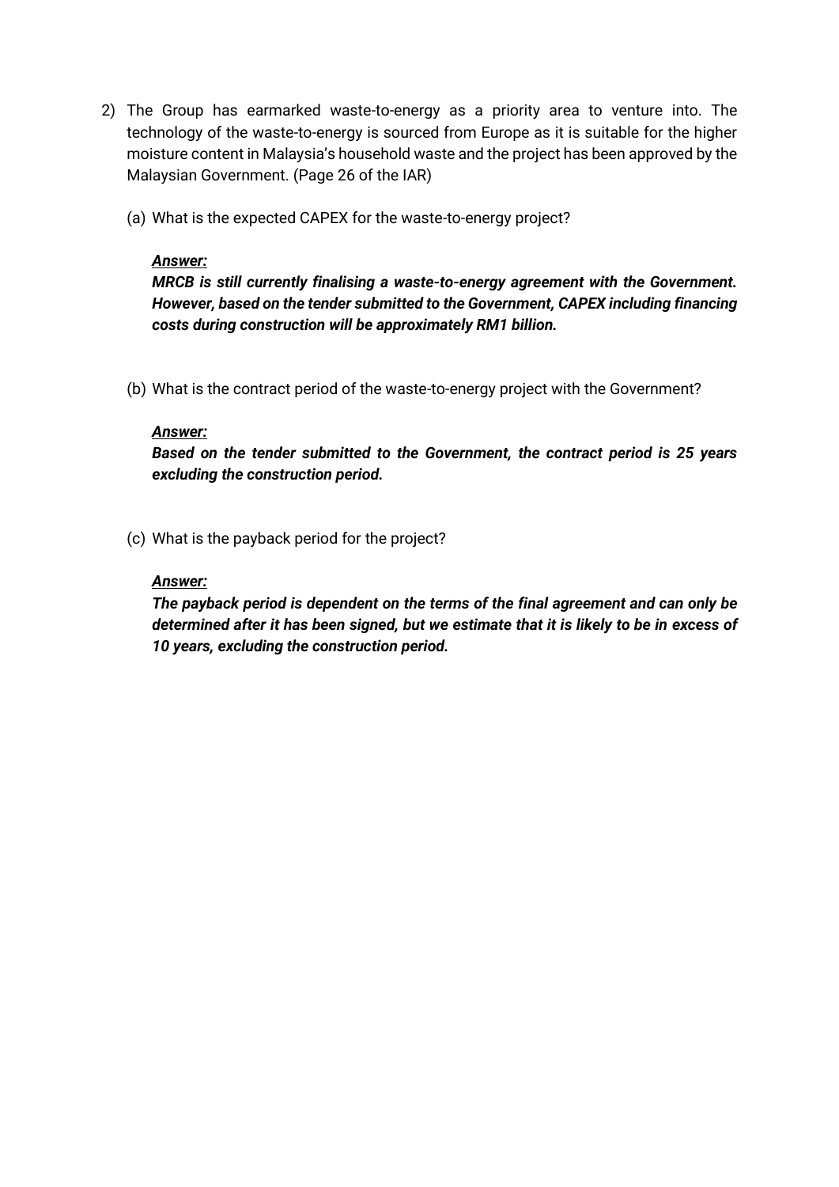2) The Group has earmarked waste-to-energy as a priority area to venture into. The technology of the waste-to-energy is sourced from Europe as it is suitable for the higher moisture content in Malaysia's household waste and the project has been approved by the Malaysian Government. (Page 26 of the IAR)

   (a) What is the expected CAPEX for the waste-to-energy project?

   ***Answer:***

   ***MRCB is still currently finalising a waste-to-energy agreement with the Government. However, based on the tender submitted to the Government, CAPEX including financing costs during construction will be approximately RM1 billion.***

   (b) What is the contract period of the waste-to-energy project with the Government?

   ***Answer:***

   ***Based on the tender submitted to the Government, the contract period is 25 years excluding the construction period.***

   (c) What is the payback period for the project?

   ***Answer:***

   ***The payback period is dependent on the terms of the final agreement and can only be determined after it has been signed, but we estimate that it is likely to be in excess of 10 years, excluding the construction period.***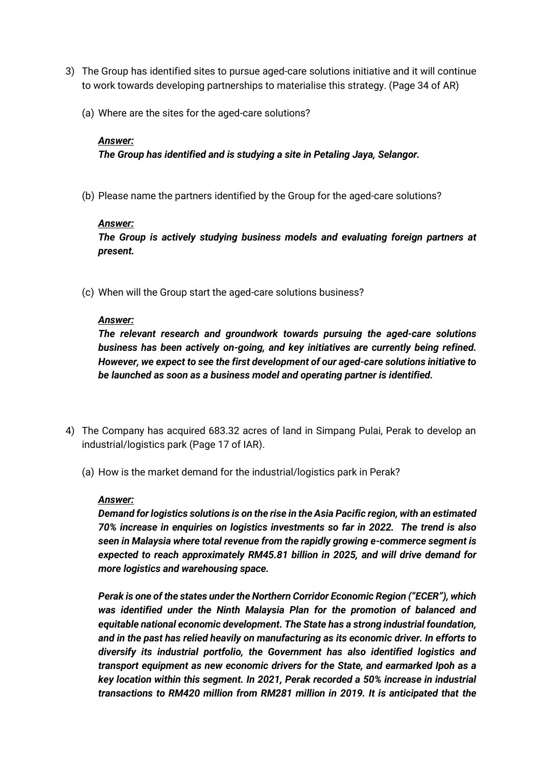3) The Group has identified sites to pursue aged-care solutions initiative and it will continue to work towards developing partnerships to materialise this strategy. (Page 34 of AR)

   (a) Where are the sites for the aged-care solutions?

   ***Answer:***
   ***The Group has identified and is studying a site in Petaling Jaya, Selangor.***

   (b) Please name the partners identified by the Group for the aged-care solutions?

   ***Answer:***
   ***The Group is actively studying business models and evaluating foreign partners at present.***

   (c) When will the Group start the aged-care solutions business?

   ***Answer:***
   ***The relevant research and groundwork towards pursuing the aged-care solutions business has been actively on-going, and key initiatives are currently being refined. However, we expect to see the first development of our aged-care solutions initiative to be launched as soon as a business model and operating partner is identified.***

4) The Company has acquired 683.32 acres of land in Simpang Pulai, Perak to develop an industrial/logistics park (Page 17 of IAR).

   (a) How is the market demand for the industrial/logistics park in Perak?

   ***Answer:***
   ***Demand for logistics solutions is on the rise in the Asia Pacific region, with an estimated 70% increase in enquiries on logistics investments so far in 2022. The trend is also seen in Malaysia where total revenue from the rapidly growing e-commerce segment is expected to reach approximately RM45.81 billion in 2025, and will drive demand for more logistics and warehousing space.***

   ***Perak is one of the states under the Northern Corridor Economic Region ("ECER"), which was identified under the Ninth Malaysia Plan for the promotion of balanced and equitable national economic development. The State has a strong industrial foundation, and in the past has relied heavily on manufacturing as its economic driver. In efforts to diversify its industrial portfolio, the Government has also identified logistics and transport equipment as new economic drivers for the State, and earmarked Ipoh as a key location within this segment. In 2021, Perak recorded a 50% increase in industrial transactions to RM420 million from RM281 million in 2019. It is anticipated that the***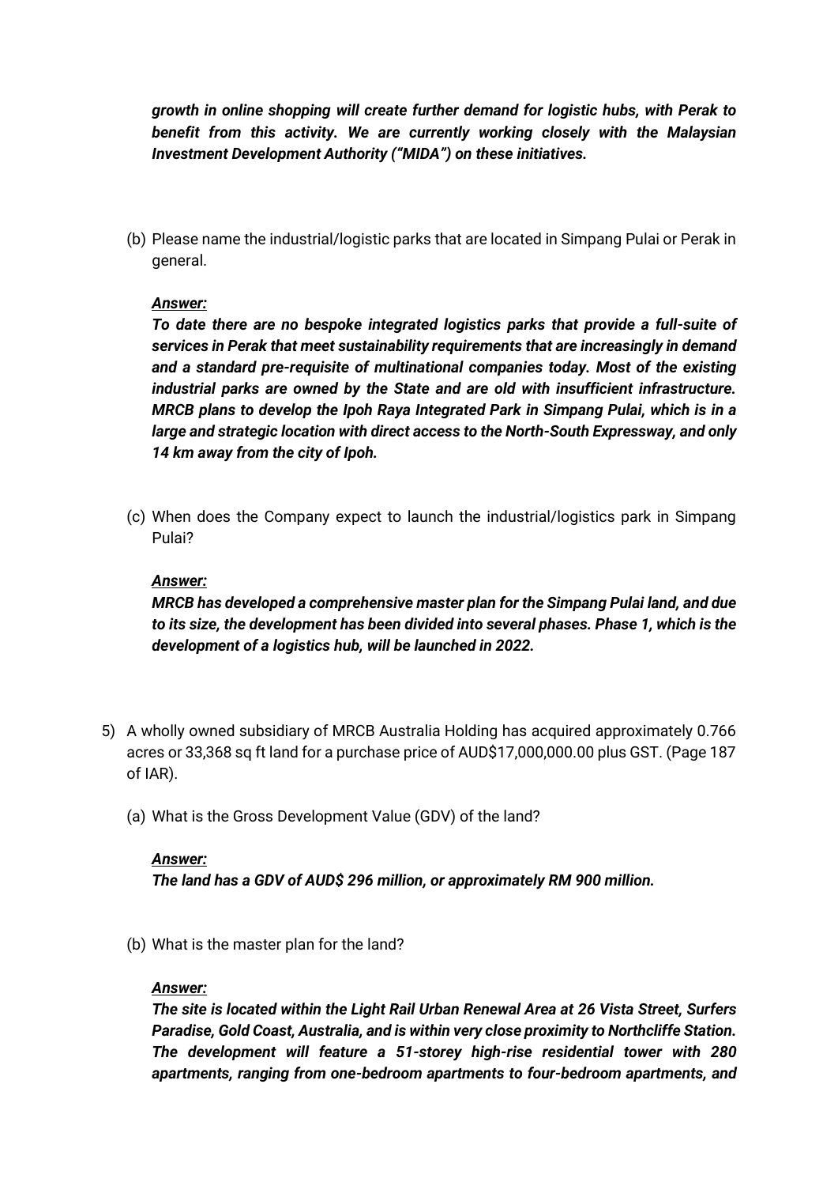***growth in online shopping will create further demand for logistic hubs, with Perak to benefit from this activity. We are currently working closely with the Malaysian Investment Development Authority ("MIDA") on these initiatives.***

(b) Please name the industrial/logistic parks that are located in Simpang Pulai or Perak in general.

***Answer:***

***To date there are no bespoke integrated logistics parks that provide a full-suite of services in Perak that meet sustainability requirements that are increasingly in demand and a standard pre-requisite of multinational companies today. Most of the existing industrial parks are owned by the State and are old with insufficient infrastructure. MRCB plans to develop the Ipoh Raya Integrated Park in Simpang Pulai, which is in a large and strategic location with direct access to the North-South Expressway, and only 14 km away from the city of Ipoh.***

(c) When does the Company expect to launch the industrial/logistics park in Simpang Pulai?

***Answer:***

***MRCB has developed a comprehensive master plan for the Simpang Pulai land, and due to its size, the development has been divided into several phases. Phase 1, which is the development of a logistics hub, will be launched in 2022.***

5) A wholly owned subsidiary of MRCB Australia Holding has acquired approximately 0.766 acres or 33,368 sq ft land for a purchase price of AUD$17,000,000.00 plus GST. (Page 187 of IAR).

   (a) What is the Gross Development Value (GDV) of the land?

   ***Answer:***

   ***The land has a GDV of AUD$ 296 million, or approximately RM 900 million.***

   (b) What is the master plan for the land?

   ***Answer:***

   ***The site is located within the Light Rail Urban Renewal Area at 26 Vista Street, Surfers Paradise, Gold Coast, Australia, and is within very close proximity to Northcliffe Station. The development will feature a 51-storey high-rise residential tower with 280 apartments, ranging from one-bedroom apartments to four-bedroom apartments, and***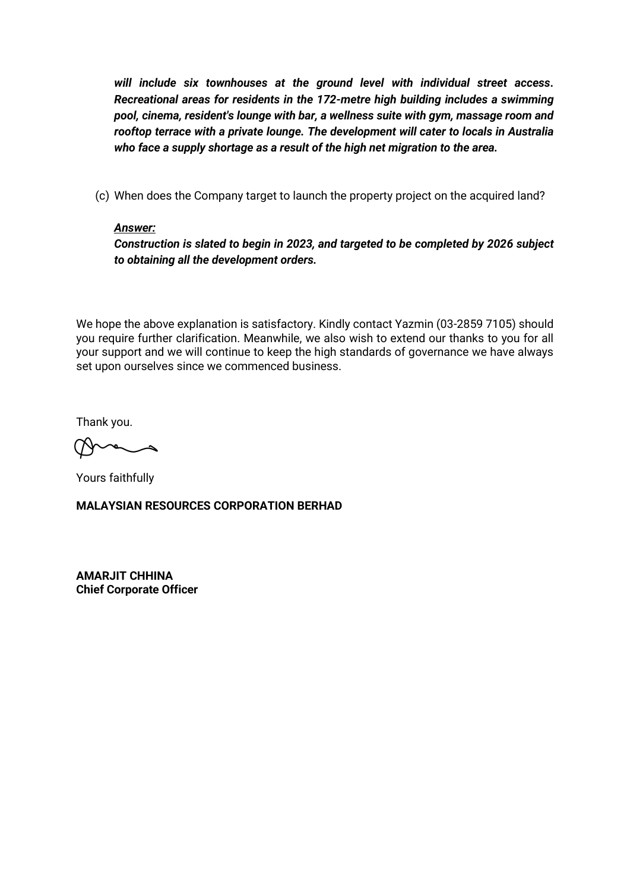***will include six townhouses at the ground level with individual street access. Recreational areas for residents in the 172-metre high building includes a swimming pool, cinema, resident's lounge with bar, a wellness suite with gym, massage room and rooftop terrace with a private lounge. The development will cater to locals in Australia who face a supply shortage as a result of the high net migration to the area.***

(c) When does the Company target to launch the property project on the acquired land?

***Answer:***
***Construction is slated to begin in 2023, and targeted to be completed by 2026 subject to obtaining all the development orders.***

We hope the above explanation is satisfactory. Kindly contact Yazmin (03-2859 7105) should you require further clarification. Meanwhile, we also wish to extend our thanks to you for all your support and we will continue to keep the high standards of governance we have always set upon ourselves since we commenced business.

Thank you.

Yours faithfully

**MALAYSIAN RESOURCES CORPORATION BERHAD**

**AMARJIT CHHINA**
**Chief Corporate Officer**